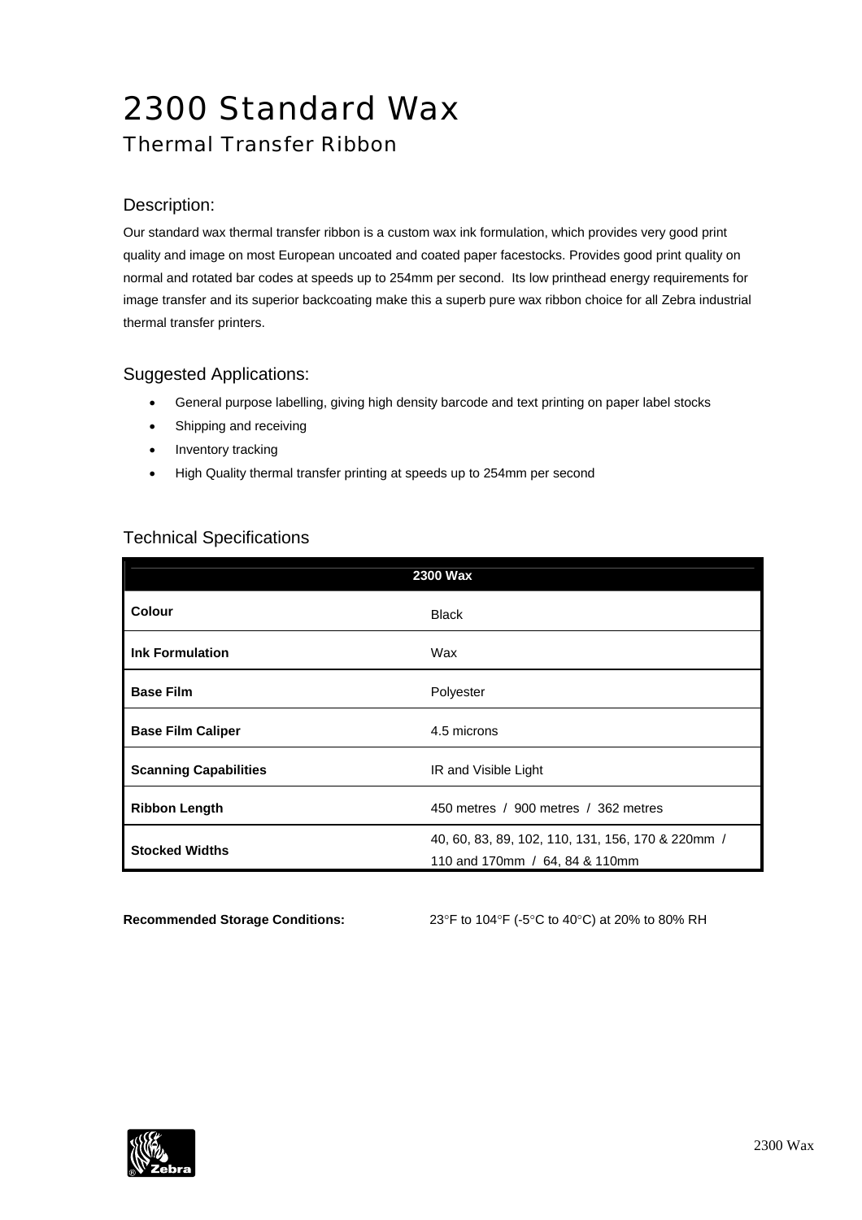# 2300 Standard Wax

## Thermal Transfer Ribbon

### Description:

Our standard wax thermal transfer ribbon is a custom wax ink formulation, which provides very good print quality and image on most European uncoated and coated paper facestocks. Provides good print quality on normal and rotated bar codes at speeds up to 254mm per second. Its low printhead energy requirements for image transfer and its superior backcoating make this a superb pure wax ribbon choice for all Zebra industrial thermal transfer printers.

### Suggested Applications:

- General purpose labelling, giving high density barcode and text printing on paper label stocks
- Shipping and receiving
- Inventory tracking
- High Quality thermal transfer printing at speeds up to 254mm per second

### Technical Specifications

| 2300 Wax | |
|---|---|
| **Colour** | Black |
| **Ink Formulation** | Wax |
| **Base Film** | Polyester |
| **Base Film Caliper** | 4.5 microns |
| **Scanning Capabilities** | IR and Visible Light |
| **Ribbon Length** | 450 metres / 900 metres / 362 metres |
| **Stocked Widths** | 40, 60, 83, 89, 102, 110, 131, 156, 170 & 220mm / 110 and 170mm / 64, 84 & 110mm |

**Recommended Storage Conditions:** 23°F to 104°F (-5°C to 40°C) at 20% to 80% RH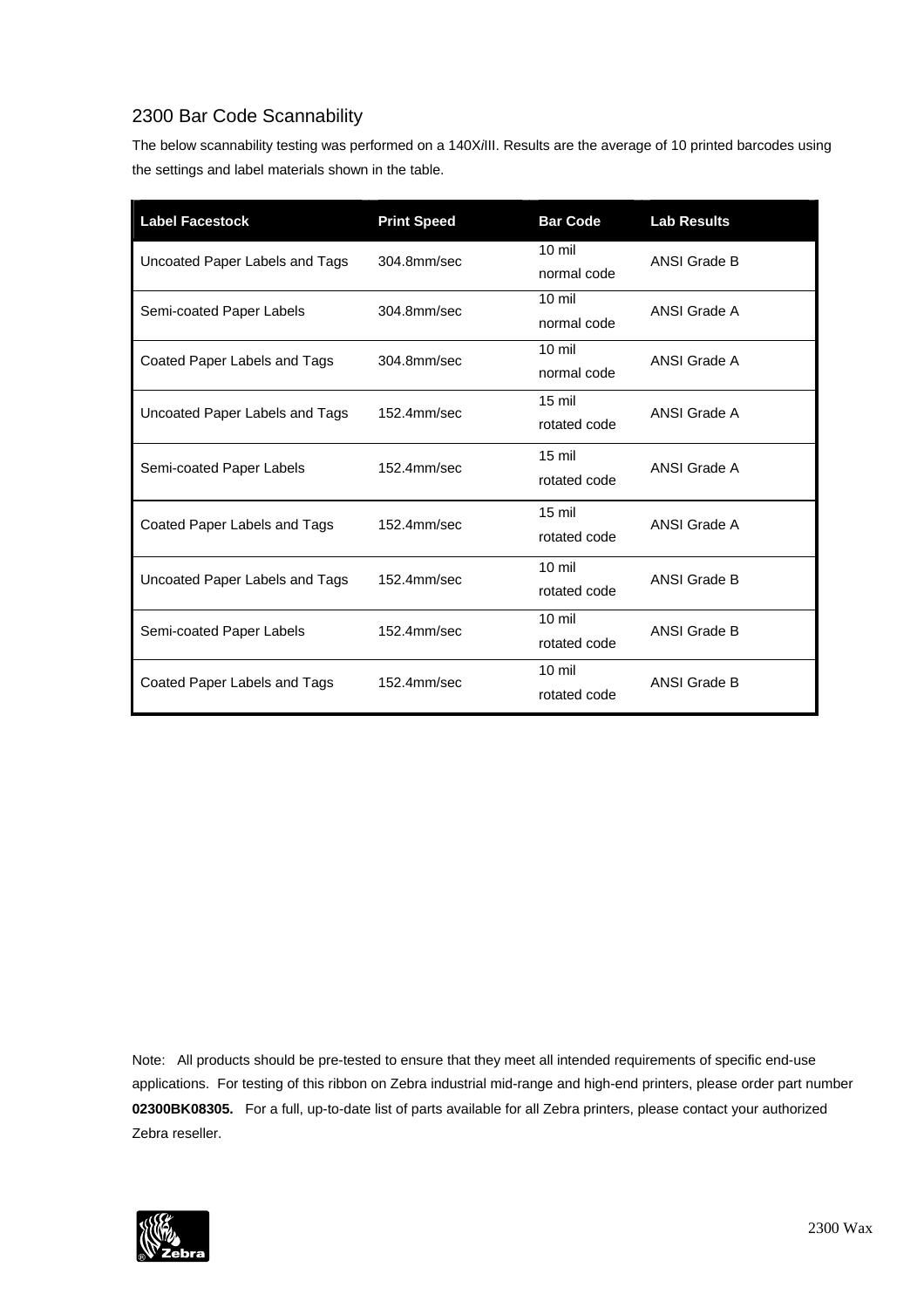## 2300 Bar Code Scannability

The below scannability testing was performed on a 140X*i*III. Results are the average of 10 printed barcodes using the settings and label materials shown in the table.

| Label Facestock | Print Speed | Bar Code | Lab Results |
|---|---|---|---|
| Uncoated Paper Labels and Tags | 304.8mm/sec | 10 mil normal code | ANSI Grade B |
| Semi-coated Paper Labels | 304.8mm/sec | 10 mil normal code | ANSI Grade A |
| Coated Paper Labels and Tags | 304.8mm/sec | 10 mil normal code | ANSI Grade A |
| Uncoated Paper Labels and Tags | 152.4mm/sec | 15 mil rotated code | ANSI Grade A |
| Semi-coated Paper Labels | 152.4mm/sec | 15 mil rotated code | ANSI Grade A |
| Coated Paper Labels and Tags | 152.4mm/sec | 15 mil rotated code | ANSI Grade A |
| Uncoated Paper Labels and Tags | 152.4mm/sec | 10 mil rotated code | ANSI Grade B |
| Semi-coated Paper Labels | 152.4mm/sec | 10 mil rotated code | ANSI Grade B |
| Coated Paper Labels and Tags | 152.4mm/sec | 10 mil rotated code | ANSI Grade B |

Note: All products should be pre-tested to ensure that they meet all intended requirements of specific end-use applications. For testing of this ribbon on Zebra industrial mid-range and high-end printers, please order part number **02300BK08305.** For a full, up-to-date list of parts available for all Zebra printers, please contact your authorized Zebra reseller.